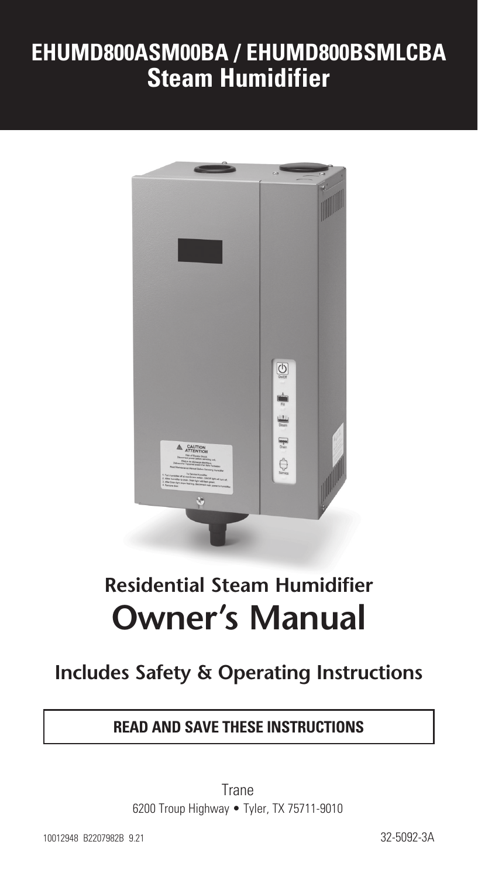# EHUMD800ASM00BA / EHUMD800BSMLCBA
# Steam Humidifier

## Residential Steam Humidifier
# Owner's Manual

## Includes Safety & Operating Instructions

**READ AND SAVE THESE INSTRUCTIONS**

Trane
6200 Troup Highway • Tyler, TX 75711-9010

10012948 B2207982B 9.21

32-5092-3A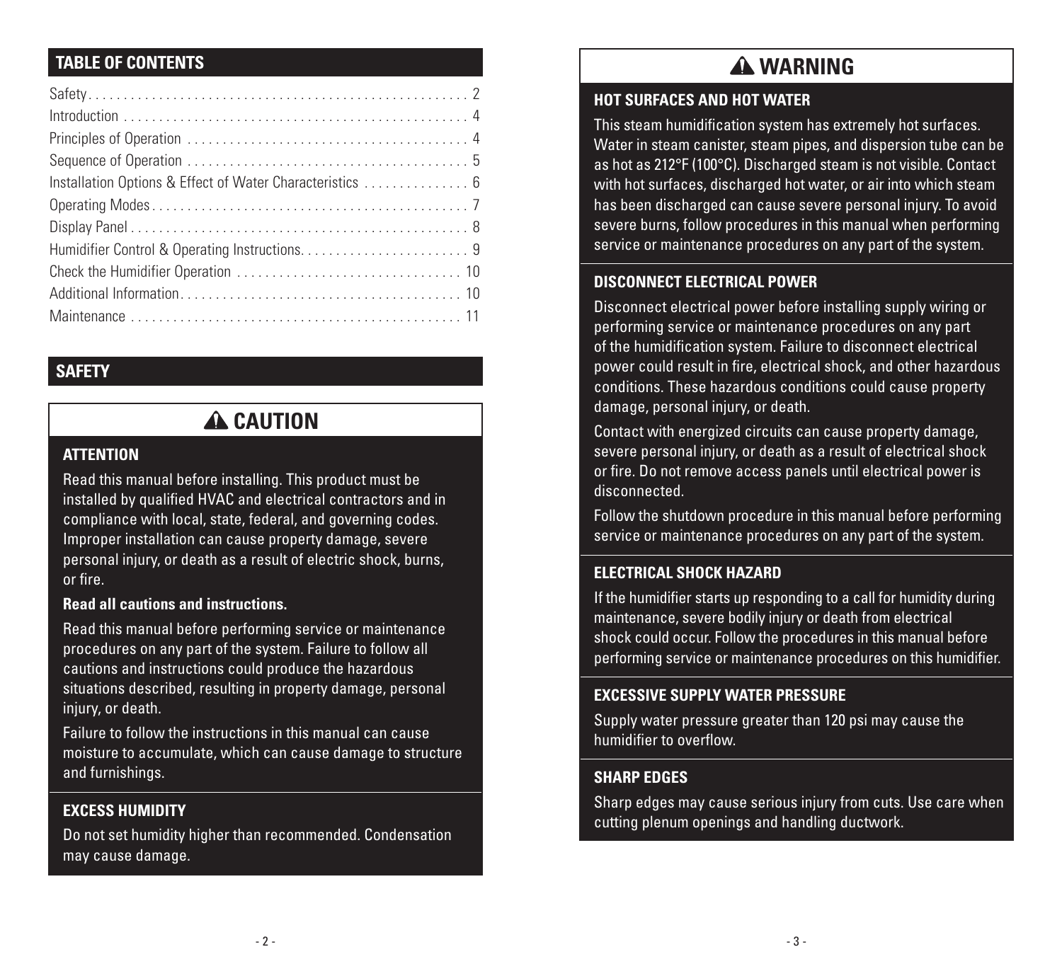## TABLE OF CONTENTS

| | |
|---|---|
| Safety | 2 |
| Introduction | 4 |
| Principles of Operation | 4 |
| Sequence of Operation | 5 |
| Installation Options & Effect of Water Characteristics | 6 |
| Operating Modes | 7 |
| Display Panel | 8 |
| Humidifier Control & Operating Instructions | 9 |
| Check the Humidifier Operation | 10 |
| Additional Information | 10 |
| Maintenance | 11 |

## SAFETY

### ⚠ CAUTION

**ATTENTION**

Read this manual before installing. This product must be installed by qualified HVAC and electrical contractors and in compliance with local, state, federal, and governing codes. Improper installation can cause property damage, severe personal injury, or death as a result of electric shock, burns, or fire.

**Read all cautions and instructions.**

Read this manual before performing service or maintenance procedures on any part of the system. Failure to follow all cautions and instructions could produce the hazardous situations described, resulting in property damage, personal injury, or death.

Failure to follow the instructions in this manual can cause moisture to accumulate, which can cause damage to structure and furnishings.

**EXCESS HUMIDITY**

Do not set humidity higher than recommended. Condensation may cause damage.

### ⚠ WARNING

**HOT SURFACES AND HOT WATER**

This steam humidification system has extremely hot surfaces. Water in steam canister, steam pipes, and dispersion tube can be as hot as 212°F (100°C). Discharged steam is not visible. Contact with hot surfaces, discharged hot water, or air into which steam has been discharged can cause severe personal injury. To avoid severe burns, follow procedures in this manual when performing service or maintenance procedures on any part of the system.

**DISCONNECT ELECTRICAL POWER**

Disconnect electrical power before installing supply wiring or performing service or maintenance procedures on any part of the humidification system. Failure to disconnect electrical power could result in fire, electrical shock, and other hazardous conditions. These hazardous conditions could cause property damage, personal injury, or death.

Contact with energized circuits can cause property damage, severe personal injury, or death as a result of electrical shock or fire. Do not remove access panels until electrical power is disconnected.

Follow the shutdown procedure in this manual before performing service or maintenance procedures on any part of the system.

**ELECTRICAL SHOCK HAZARD**

If the humidifier starts up responding to a call for humidity during maintenance, severe bodily injury or death from electrical shock could occur. Follow the procedures in this manual before performing service or maintenance procedures on this humidifier.

**EXCESSIVE SUPPLY WATER PRESSURE**

Supply water pressure greater than 120 psi may cause the humidifier to overflow.

**SHARP EDGES**

Sharp edges may cause serious injury from cuts. Use care when cutting plenum openings and handling ductwork.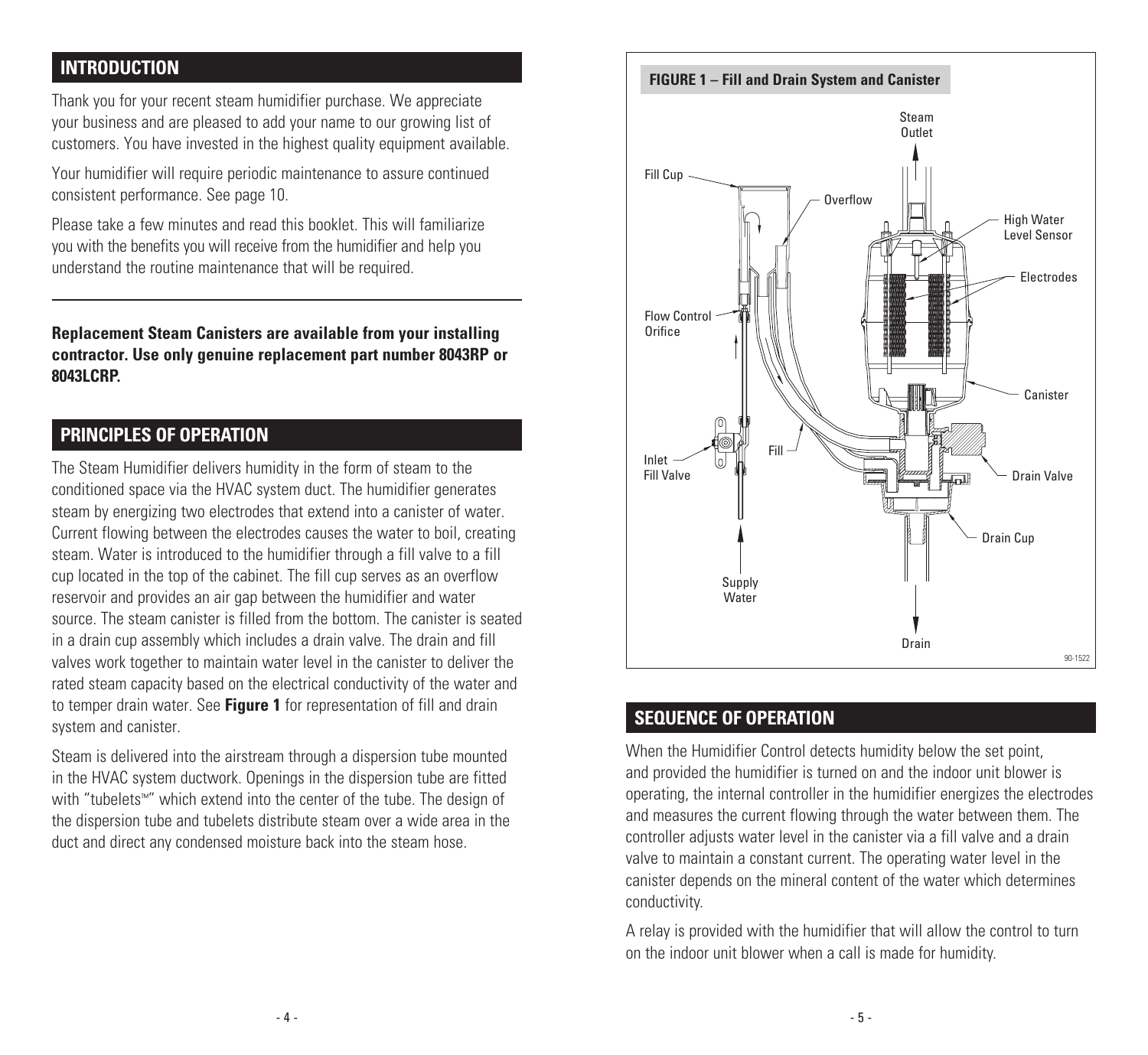## INTRODUCTION

Thank you for your recent steam humidifier purchase. We appreciate your business and are pleased to add your name to our growing list of customers. You have invested in the highest quality equipment available.

Your humidifier will require periodic maintenance to assure continued consistent performance. See page 10.

Please take a few minutes and read this booklet. This will familiarize you with the benefits you will receive from the humidifier and help you understand the routine maintenance that will be required.

---

**Replacement Steam Canisters are available from your installing contractor. Use only genuine replacement part number 8043RP or 8043LCRP.**

## PRINCIPLES OF OPERATION

The Steam Humidifier delivers humidity in the form of steam to the conditioned space via the HVAC system duct. The humidifier generates steam by energizing two electrodes that extend into a canister of water. Current flowing between the electrodes causes the water to boil, creating steam. Water is introduced to the humidifier through a fill valve to a fill cup located in the top of the cabinet. The fill cup serves as an overflow reservoir and provides an air gap between the humidifier and water source. The steam canister is filled from the bottom. The canister is seated in a drain cup assembly which includes a drain valve. The drain and fill valves work together to maintain water level in the canister to deliver the rated steam capacity based on the electrical conductivity of the water and to temper drain water. See **Figure 1** for representation of fill and drain system and canister.

Steam is delivered into the airstream through a dispersion tube mounted in the HVAC system ductwork. Openings in the dispersion tube are fitted with "tubelets™" which extend into the center of the tube. The design of the dispersion tube and tubelets distribute steam over a wide area in the duct and direct any condensed moisture back into the steam hose.

**FIGURE 1 – Fill and Drain System and Canister**

Steam Outlet, Fill Cup, Overflow, High Water Level Sensor, Electrodes, Flow Control Orifice, Canister, Inlet Fill Valve, Fill, Drain Valve, Drain Cup, Supply Water, Drain

90-1522

## SEQUENCE OF OPERATION

When the Humidifier Control detects humidity below the set point, and provided the humidifier is turned on and the indoor unit blower is operating, the internal controller in the humidifier energizes the electrodes and measures the current flowing through the water between them. The controller adjusts water level in the canister via a fill valve and a drain valve to maintain a constant current. The operating water level in the canister depends on the mineral content of the water which determines conductivity.

A relay is provided with the humidifier that will allow the control to turn on the indoor unit blower when a call is made for humidity.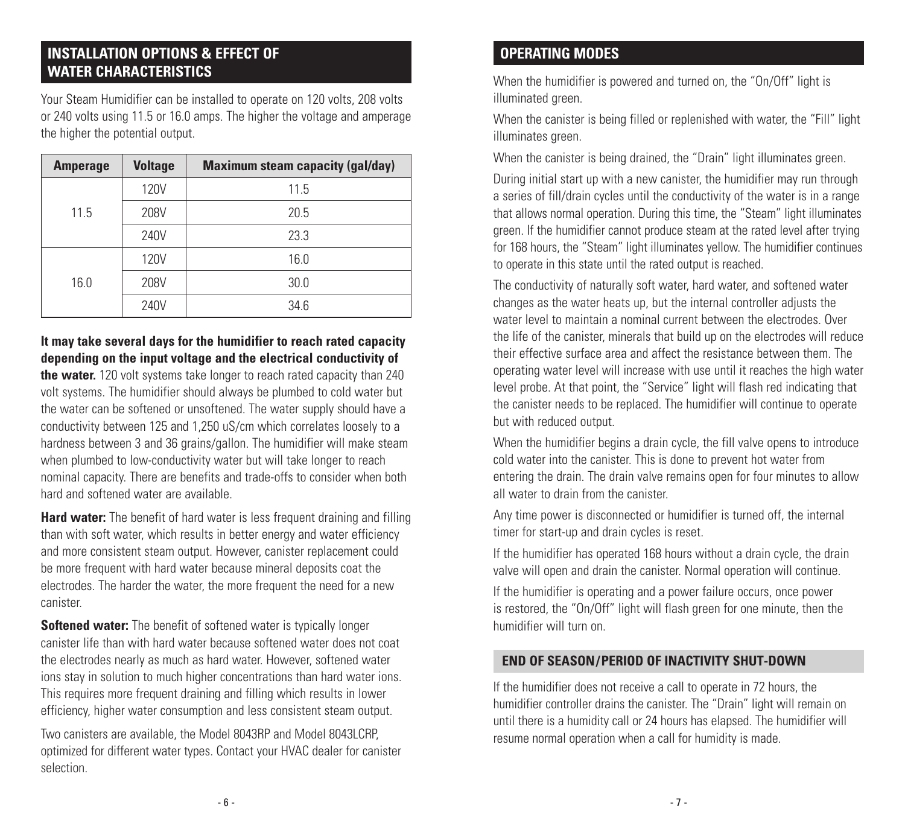## INSTALLATION OPTIONS & EFFECT OF WATER CHARACTERISTICS

Your Steam Humidifier can be installed to operate on 120 volts, 208 volts or 240 volts using 11.5 or 16.0 amps. The higher the voltage and amperage the higher the potential output.

| Amperage | Voltage | Maximum steam capacity (gal/day) |
|---|---|---|
| 11.5 | 120V | 11.5 |
| | 208V | 20.5 |
| | 240V | 23.3 |
| 16.0 | 120V | 16.0 |
| | 208V | 30.0 |
| | 240V | 34.6 |

**It may take several days for the humidifier to reach rated capacity depending on the input voltage and the electrical conductivity of the water.** 120 volt systems take longer to reach rated capacity than 240 volt systems. The humidifier should always be plumbed to cold water but the water can be softened or unsoftened. The water supply should have a conductivity between 125 and 1,250 uS/cm which correlates loosely to a hardness between 3 and 36 grains/gallon. The humidifier will make steam when plumbed to low-conductivity water but will take longer to reach nominal capacity. There are benefits and trade-offs to consider when both hard and softened water are available.

**Hard water:** The benefit of hard water is less frequent draining and filling than with soft water, which results in better energy and water efficiency and more consistent steam output. However, canister replacement could be more frequent with hard water because mineral deposits coat the electrodes. The harder the water, the more frequent the need for a new canister.

**Softened water:** The benefit of softened water is typically longer canister life than with hard water because softened water does not coat the electrodes nearly as much as hard water. However, softened water ions stay in solution to much higher concentrations than hard water ions. This requires more frequent draining and filling which results in lower efficiency, higher water consumption and less consistent steam output.

Two canisters are available, the Model 8043RP and Model 8043LCRP, optimized for different water types. Contact your HVAC dealer for canister selection.

## OPERATING MODES

When the humidifier is powered and turned on, the "On/Off" light is illuminated green.

When the canister is being filled or replenished with water, the "Fill" light illuminates green.

When the canister is being drained, the "Drain" light illuminates green.

During initial start up with a new canister, the humidifier may run through a series of fill/drain cycles until the conductivity of the water is in a range that allows normal operation. During this time, the "Steam" light illuminates green. If the humidifier cannot produce steam at the rated level after trying for 168 hours, the "Steam" light illuminates yellow. The humidifier continues to operate in this state until the rated output is reached.

The conductivity of naturally soft water, hard water, and softened water changes as the water heats up, but the internal controller adjusts the water level to maintain a nominal current between the electrodes. Over the life of the canister, minerals that build up on the electrodes will reduce their effective surface area and affect the resistance between them. The operating water level will increase with use until it reaches the high water level probe. At that point, the "Service" light will flash red indicating that the canister needs to be replaced. The humidifier will continue to operate but with reduced output.

When the humidifier begins a drain cycle, the fill valve opens to introduce cold water into the canister. This is done to prevent hot water from entering the drain. The drain valve remains open for four minutes to allow all water to drain from the canister.

Any time power is disconnected or humidifier is turned off, the internal timer for start-up and drain cycles is reset.

If the humidifier has operated 168 hours without a drain cycle, the drain valve will open and drain the canister. Normal operation will continue.

If the humidifier is operating and a power failure occurs, once power is restored, the "On/Off" light will flash green for one minute, then the humidifier will turn on.

### END OF SEASON/PERIOD OF INACTIVITY SHUT-DOWN

If the humidifier does not receive a call to operate in 72 hours, the humidifier controller drains the canister. The "Drain" light will remain on until there is a humidity call or 24 hours has elapsed. The humidifier will resume normal operation when a call for humidity is made.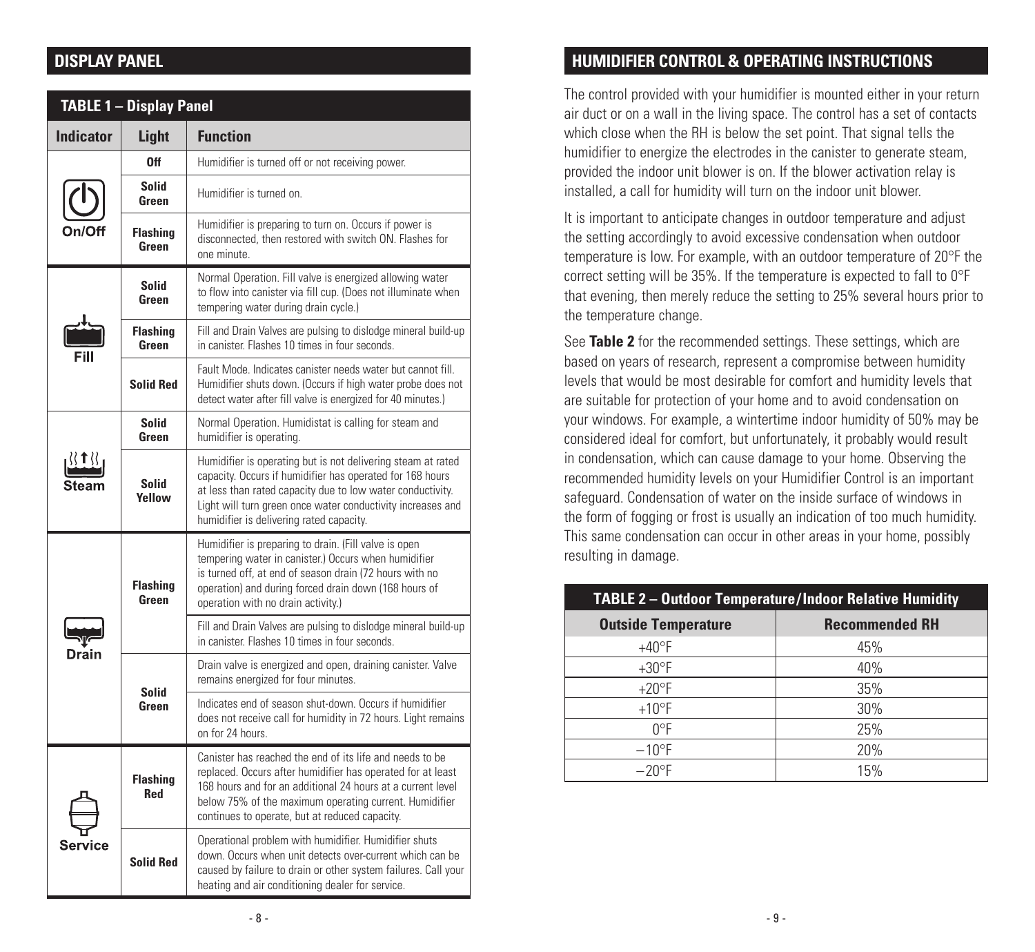## DISPLAY PANEL

**TABLE 1 – Display Panel**

| Indicator | Light | Function |
|---|---|---|
| On/Off | Off | Humidifier is turned off or not receiving power. |
| | Solid Green | Humidifier is turned on. |
| | Flashing Green | Humidifier is preparing to turn on. Occurs if power is disconnected, then restored with switch ON. Flashes for one minute. |
| Fill | Solid Green | Normal Operation. Fill valve is energized allowing water to flow into canister via fill cup. (Does not illuminate when tempering water during drain cycle.) |
| | Flashing Green | Fill and Drain Valves are pulsing to dislodge mineral build-up in canister. Flashes 10 times in four seconds. |
| | Solid Red | Fault Mode. Indicates canister needs water but cannot fill. Humidifier shuts down. (Occurs if high water probe does not detect water after fill valve is energized for 40 minutes.) |
| Steam | Solid Green | Normal Operation. Humidistat is calling for steam and humidifier is operating. |
| | Solid Yellow | Humidifier is operating but is not delivering steam at rated capacity. Occurs if humidifier has operated for 168 hours at less than rated capacity due to low water conductivity. Light will turn green once water conductivity increases and humidifier is delivering rated capacity. |
| Drain | Flashing Green | Humidifier is preparing to drain. (Fill valve is open tempering water in canister.) Occurs when humidifier is turned off, at end of season drain (72 hours with no operation) and during forced drain down (168 hours of operation with no drain activity.) |
| | | Fill and Drain Valves are pulsing to dislodge mineral build-up in canister. Flashes 10 times in four seconds. |
| | Solid Green | Drain valve is energized and open, draining canister. Valve remains energized for four minutes. |
| | | Indicates end of season shut-down. Occurs if humidifier does not receive call for humidity in 72 hours. Light remains on for 24 hours. |
| Service | Flashing Red | Canister has reached the end of its life and needs to be replaced. Occurs after humidifier has operated for at least 168 hours and for an additional 24 hours at a current level below 75% of the maximum operating current. Humidifier continues to operate, but at reduced capacity. |
| | Solid Red | Operational problem with humidifier. Humidifier shuts down. Occurs when unit detects over-current which can be caused by failure to drain or other system failures. Call your heating and air conditioning dealer for service. |

## HUMIDIFIER CONTROL & OPERATING INSTRUCTIONS

The control provided with your humidifier is mounted either in your return air duct or on a wall in the living space. The control has a set of contacts which close when the RH is below the set point. That signal tells the humidifier to energize the electrodes in the canister to generate steam, provided the indoor unit blower is on. If the blower activation relay is installed, a call for humidity will turn on the indoor unit blower.

It is important to anticipate changes in outdoor temperature and adjust the setting accordingly to avoid excessive condensation when outdoor temperature is low. For example, with an outdoor temperature of 20°F the correct setting will be 35%. If the temperature is expected to fall to 0°F that evening, then merely reduce the setting to 25% several hours prior to the temperature change.

See **Table 2** for the recommended settings. These settings, which are based on years of research, represent a compromise between humidity levels that would be most desirable for comfort and humidity levels that are suitable for protection of your home and to avoid condensation on your windows. For example, a wintertime indoor humidity of 50% may be considered ideal for comfort, but unfortunately, it probably would result in condensation, which can cause damage to your home. Observing the recommended humidity levels on your Humidifier Control is an important safeguard. Condensation of water on the inside surface of windows in the form of fogging or frost is usually an indication of too much humidity. This same condensation can occur in other areas in your home, possibly resulting in damage.

**TABLE 2 – Outdoor Temperature/Indoor Relative Humidity**

| Outside Temperature | Recommended RH |
|---|---|
| +40°F | 45% |
| +30°F | 40% |
| +20°F | 35% |
| +10°F | 30% |
| 0°F | 25% |
| −10°F | 20% |
| −20°F | 15% |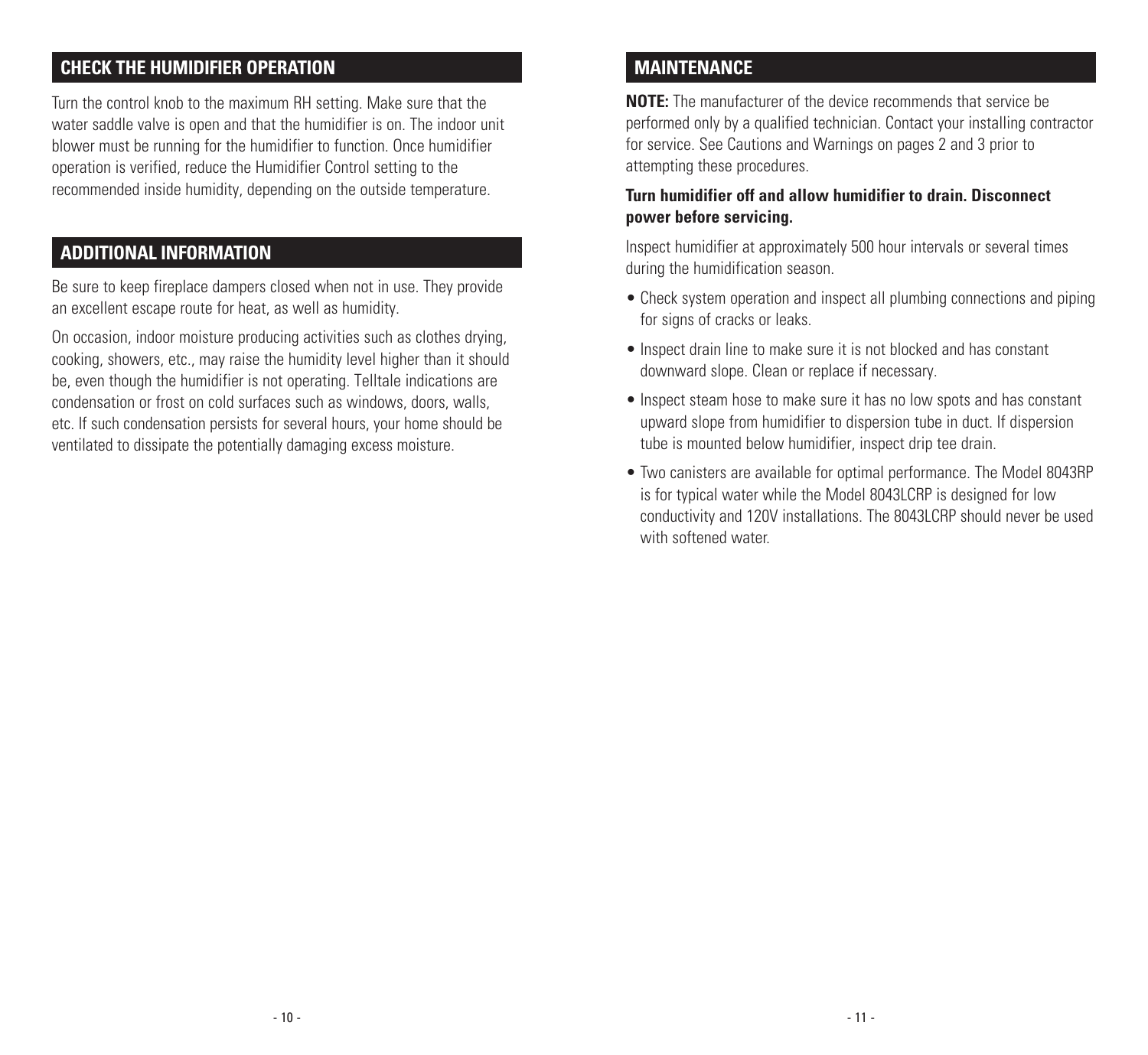## CHECK THE HUMIDIFIER OPERATION

Turn the control knob to the maximum RH setting. Make sure that the water saddle valve is open and that the humidifier is on. The indoor unit blower must be running for the humidifier to function. Once humidifier operation is verified, reduce the Humidifier Control setting to the recommended inside humidity, depending on the outside temperature.

## ADDITIONAL INFORMATION

Be sure to keep fireplace dampers closed when not in use. They provide an excellent escape route for heat, as well as humidity.

On occasion, indoor moisture producing activities such as clothes drying, cooking, showers, etc., may raise the humidity level higher than it should be, even though the humidifier is not operating. Telltale indications are condensation or frost on cold surfaces such as windows, doors, walls, etc. If such condensation persists for several hours, your home should be ventilated to dissipate the potentially damaging excess moisture.

## MAINTENANCE

**NOTE:** The manufacturer of the device recommends that service be performed only by a qualified technician. Contact your installing contractor for service. See Cautions and Warnings on pages 2 and 3 prior to attempting these procedures.

**Turn humidifier off and allow humidifier to drain. Disconnect power before servicing.**

Inspect humidifier at approximately 500 hour intervals or several times during the humidification season.

- Check system operation and inspect all plumbing connections and piping for signs of cracks or leaks.
- Inspect drain line to make sure it is not blocked and has constant downward slope. Clean or replace if necessary.
- Inspect steam hose to make sure it has no low spots and has constant upward slope from humidifier to dispersion tube in duct. If dispersion tube is mounted below humidifier, inspect drip tee drain.
- Two canisters are available for optimal performance. The Model 8043RP is for typical water while the Model 8043LCRP is designed for low conductivity and 120V installations. The 8043LCRP should never be used with softened water.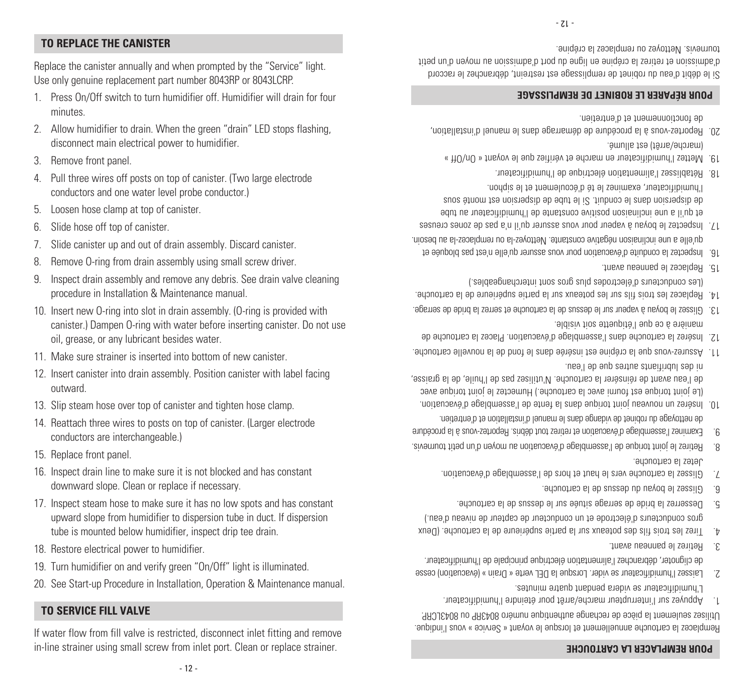## TO REPLACE THE CANISTER

Replace the canister annually and when prompted by the "Service" light. Use only genuine replacement part number 8043RP or 8043LCRP.

1. Press On/Off switch to turn humidifier off. Humidifier will drain for four minutes.
2. Allow humidifier to drain. When the green "drain" LED stops flashing, disconnect main electrical power to humidifier.
3. Remove front panel.
4. Pull three wires off posts on top of canister. (Two large electrode conductors and one water level probe conductor.)
5. Loosen hose clamp at top of canister.
6. Slide hose off top of canister.
7. Slide canister up and out of drain assembly. Discard canister.
8. Remove O-ring from drain assembly using small screw driver.
9. Inspect drain assembly and remove any debris. See drain valve cleaning procedure in Installation & Maintenance manual.
10. Insert new O-ring into slot in drain assembly. (O-ring is provided with canister.) Dampen O-ring with water before inserting canister. Do not use oil, grease, or any lubricant besides water.
11. Make sure strainer is inserted into bottom of new canister.
12. Insert canister into drain assembly. Position canister with label facing outward.
13. Slip steam hose over top of canister and tighten hose clamp.
14. Reattach three wires to posts on top of canister. (Larger electrode conductors are interchangeable.)
15. Replace front panel.
16. Inspect drain line to make sure it is not blocked and has constant downward slope. Clean or replace if necessary.
17. Inspect steam hose to make sure it has no low spots and has constant upward slope from humidifier to dispersion tube in duct. If dispersion tube is mounted below humidifier, inspect drip tee drain.
18. Restore electrical power to humidifier.
19. Turn humidifier on and verify green "On/Off" light is illuminated.
20. See Start-up Procedure in Installation, Operation & Maintenance manual.

## TO SERVICE FILL VALVE

If water flow from fill valve is restricted, disconnect inlet fitting and remove in-line strainer using small screw from inlet port. Clean or replace strainer.

## POUR REMPLACER LA CARTOUCHE

Remplacez la cartouche annuellement et lorsque le voyant « Service » vous l'indique. Utilisez seulement la pièce de rechange authentique numéro 8043RP ou 8043LCRP.

1. Appuyez sur l'interrupteur marche/arrêt pour éteindre l'humidificateur. L'humidificateur se videra pendant quatre minutes.
2. Laissez l'humidificateur se vider. Lorsque la DEL verte « Drain » (évacuation) cesse de clignoter, débranchez l'alimentation électrique principale de l'humidificateur.
3. Retirez le panneau avant.
4. Tirez les trois fils des poteaux sur la partie supérieure de la cartouche. (Deux gros conducteurs d'électrode et un conducteur de capteur de niveau d'eau.)
5. Desserrez la bride de serrage située sur le dessus de la cartouche.
6. Glissez le boyau du dessus de la cartouche.
7. Glissez la cartouche vers le haut et hors de l'assemblage d'évacuation. Jetez la cartouche.
8. Retirez le joint torique de l'assemblage d'évacuation au moyen d'un petit tournevis.
9. Examinez l'assemblage d'évacuation et retirez tout débris. Reportez-vous à la procédure de nettoyage du robinet de vidange dans le manuel d'installation et d'entretien.
10. Insérez un nouveau joint torique dans la fente de l'assemblage d'évacuation. (Le joint torique est fourni avec la cartouche.) Humectez le joint torique avec de l'eau avant de réinsérer la cartouche. N'utilisez pas de l'huile, de la graisse, ni des lubrifiants autres que de l'eau.
11. Assurez-vous que la crépine est insérée dans le fond de la nouvelle cartouche.
12. Insérez la cartouche dans l'assemblage d'évacuation. Placez la cartouche de manière à ce que l'étiquette soit visible.
13. Glissez le boyau à vapeur sur le dessus de la cartouche et serrez la bride de serrage.
14. Replacez les trois fils sur les poteaux sur la partie supérieure de la cartouche. (Les conducteurs d'électrodes plus gros sont interchangeables.)
15. Replacez le panneau avant.
16. Inspectez la conduite d'évacuation pour vous assurer qu'elle n'est pas bloquée et qu'elle a une inclinaison négative constante. Nettoyez-la ou remplacez-la au besoin.
17. Inspectez le boyau à vapeur pour vous assurer qu'il n'a pas de zones creuses et qu'il a une inclinaison positive constante de l'humidificateur au tube de dispersion dans le conduit. Si le tube de dispersion est monté sous l'humidificateur, examinez le té d'écoulement et le siphon.
18. Rétablissez l'alimentation électrique de l'humidificateur.
19. Mettez l'humidificateur en marche et vérifiez que le voyant « On/Off » (marche/arrêt) est allumé.
20. Reportez-vous à la procédure de démarrage dans le manuel d'installation, de fonctionnement et d'entretien.

## POUR RÉPARER LE ROBINET DE REMPLISSAGE

Si le débit d'eau du robinet de remplissage est restreint, débranchez le raccord d'admission et retirez la crépine en ligne du port d'admission au moyen d'un petit tournevis. Nettoyez ou remplacez la crépine.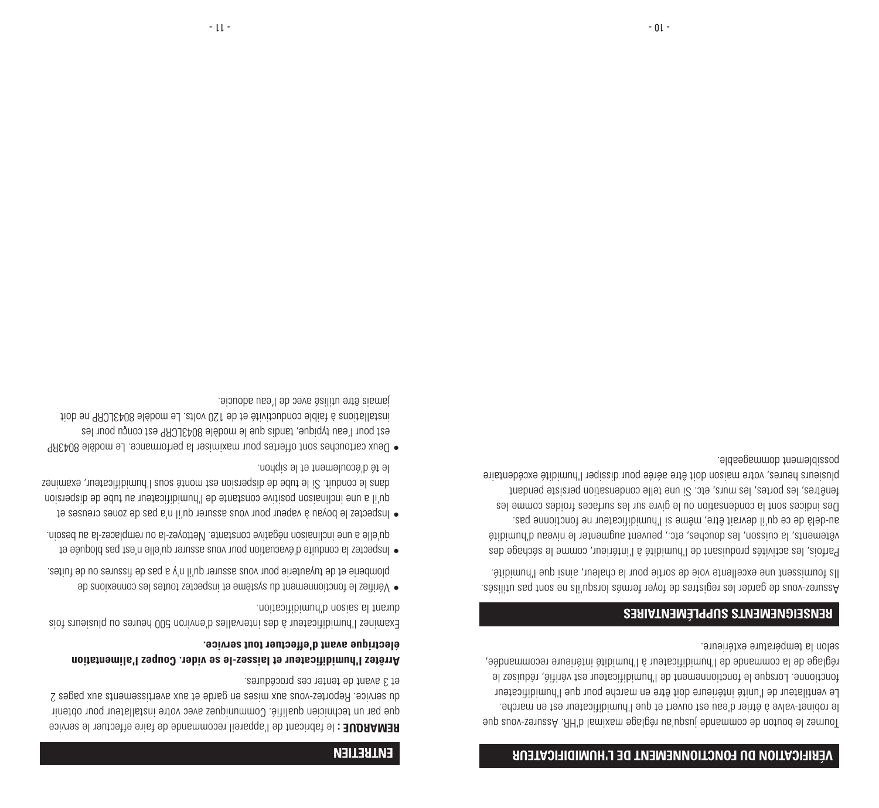## VÉRIFICATION DU FONCTIONNEMENT DE L'HUMIDIFICATEUR

Tournez le bouton de commande jusqu'au réglage maximal d'HR. Assurez-vous que le robinet-valve à étrier d'eau est ouvert et que l'humidificateur est en marche. Le ventilateur de l'unité intérieure doit être en marche pour que l'humidificateur fonctionne. Lorsque le fonctionnement de l'humidificateur est vérifié, réduisez le réglage de la commande de l'humidificateur à l'humidité intérieure recommandée, selon la température extérieure.

## RENSEIGNEMENTS SUPPLÉMENTAIRES

Assurez-vous de garder les registres de foyer fermés lorsqu'ils ne sont pas utilisés. Ils fournissent une excellente voie de sortie pour la chaleur, ainsi que l'humidité.

Parfois, les activités produisant de l'humidité à l'intérieur, comme le séchage des vêtements, la cuisson, les douches, etc., peuvent augmenter le niveau d'humidité au-delà de ce qu'il devrait être, même si l'humidificateur ne fonctionne pas. Des indices sont la condensation ou le givre sur les surfaces froides comme les fenêtres, les portes, les murs, etc. Si une telle condensation persiste pendant plusieurs heures, votre maison doit être aérée pour dissiper l'humidité excédentaire possiblement dommageable.

## ENTRETIEN

**REMARQUE :** le fabricant de l'appareil recommande de faire effectuer le service que par un technicien qualifié. Communiquez avec votre installateur pour obtenir du service. Reportez-vous aux mises en garde et aux avertissements aux pages 2 et 3 avant de tenter ces procédures.

**Arrêtez l'humidificateur et laissez-le se vider. Coupez l'alimentation électrique avant d'effectuer tout service.**

Examinez l'humidificateur à des intervalles d'environ 500 heures ou plusieurs fois durant la saison d'humidification.

- Vérifiez le fonctionnement du système et inspectez toutes les connexions de plomberie et de tuyauterie pour vous assurer qu'il n'y a pas de fissures ou de fuites.
- Inspectez la conduite d'évacuation pour vous assurer qu'elle n'est pas bloquée et qu'elle a une inclinaison négative constante. Nettoyez-la ou remplacez-la au besoin.
- Inspectez le boyau à vapeur pour vous assurer qu'il n'a pas de zones creuses et qu'il a une inclinaison positive constante de l'humidificateur au tube de dispersion dans le conduit. Si le tube de dispersion est monté sous l'humidificateur, examinez le té d'écoulement et le siphon.
- Deux cartouches sont offertes pour maximiser la performance. Le modèle 8043RP est pour l'eau typique, tandis que le modèle 8043LCRP est conçu pour les installations à faible conductivité et de 120 volts. Le modèle 8043LCRP ne doit jamais être utilisé avec de l'eau adoucie.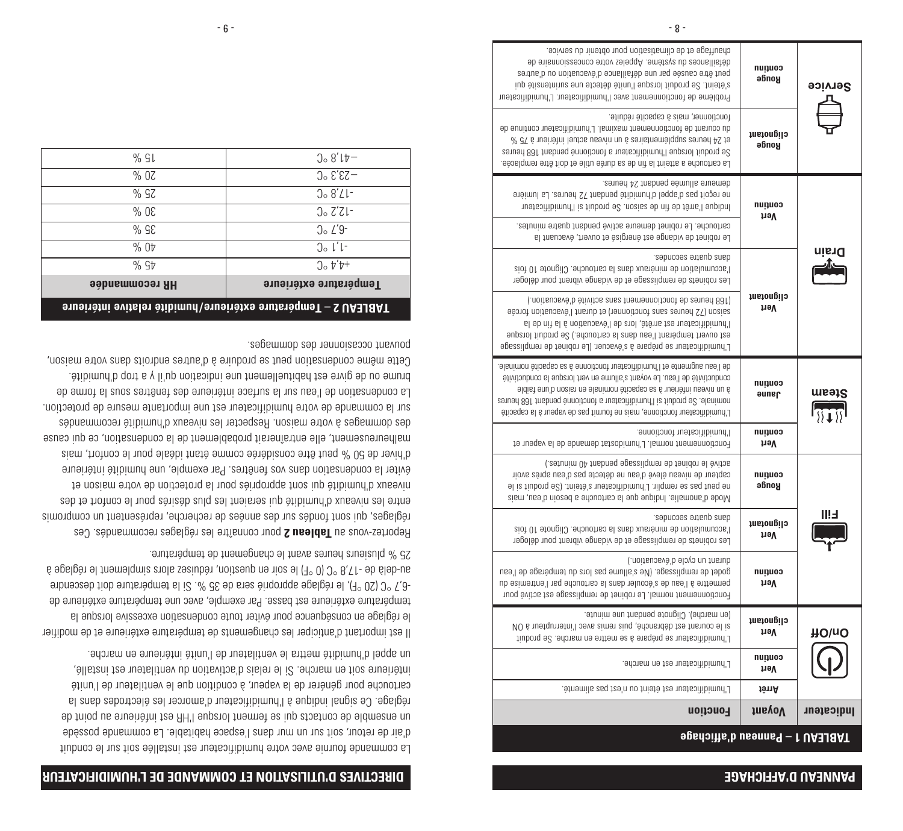## PANNEAU D'AFFICHAGE

| **TABLEAU 1 – Panneau d'affichage** | | |
|---|---|---|
| **Indicateur** | **Voyant** | **Fonction** |
| On/Off | **Arrêt** | L'humidificateur est éteint ou n'est pas alimenté. |
| | **Vert continu** | L'humidificateur est en marche. |
| | **Vert clignotant** | L'humidificateur se prépare à se mettre en marche. Se produit si le courant est débranché, puis remis avec l'interrupteur à ON (en marche). Clignote pendant une minute. |
| Fill | **Vert continu** | Fonctionnement normal. Le robinet de remplissage est activé pour permettre à l'eau de s'écouler dans la cartouche par l'entremise du godet de remplissage. (Ne s'allume pas lors du tempérage de l'eau durant un cycle d'évacuation.) |
| | **Vert clignotant** | Les robinets de remplissage et de vidange vibrent pour déloger l'accumulation de minéraux dans la cartouche. Clignote 10 fois dans quatre secondes. |
| | **Rouge continu** | Mode d'anomalie. Indique que la cartouche a besoin d'eau, mais ne peut pas se remplir. L'humidificateur s'éteint. (Se produit si le capteur de niveau élevé d'eau ne détecte pas d'eau après avoir activé le robinet de remplissage pendant 40 minutes.) |
| Steam | **Vert continu** | Fonctionnement normal. L'humidostat demande de la vapeur et l'humidificateur fonctionne. |
| | **Jaune continu** | L'humidificateur fonctionne, mais ne fournit pas de vapeur à la capacité nominale. Se produit si l'humidificateur a fonctionné pendant 168 heures à un niveau inférieur à sa capacité nominale en raison d'une faible conductivité de l'eau. Le voyant s'allume en vert lorsque la conductivité de l'eau augmente et l'humidificateur fonctionne à sa capacité nominale. |
| Drain | **Vert clignotant** | L'humidificateur se prépare à s'évacuer. (Le robinet de remplissage est ouvert tempérant l'eau dans la cartouche.) Se produit lorsque l'humidificateur est arrêté, lors de l'évacuation à la fin de la saison (72 heures sans fonctionner) et durant l'évacuation forcée (168 heures de fonctionnement sans activité d'évacuation.) |
| | | Les robinets de remplissage et de vidange vibrent pour déloger l'accumulation de minéraux dans la cartouche. Clignote 10 fois dans quatre secondes. |
| | **Vert continu** | Le robinet de vidange est énergisé et ouvert, évacuant la cartouche. Le robinet demeure activé pendant quatre minutes. |
| | | Indique l'arrêt de fin de saison. Se produit si l'humidificateur ne reçoit pas d'appel d'humidité pendant 72 heures. La lumière demeure allumée pendant 24 heures. |
| Service | **Rouge clignotant** | La cartouche a atteint la fin de sa durée utile et doit être remplacée. Se produit lorsque l'humidificateur a fonctionné pendant 168 heures et 24 heures supplémentaires à un niveau actuel inférieur à 75 % du courant de fonctionnement maximal. L'humidificateur continue de fonctionner, mais à capacité réduite. |
| | **Rouge continu** | Problème de fonctionnement avec l'humidificateur. L'humidificateur s'éteint. Se produit lorsque l'unité détecte une surintensité qui peut être causée par une défaillance d'évacuation ou d'autres défaillances du système. Appelez votre concessionnaire de chauffage et de climatisation pour obtenir du service. |

## DIRECTIVES D'UTILISATION ET COMMANDE DE L'HUMIDIFICATEUR

La commande fournie avec votre humidificateur est installée soit sur le conduit d'air de retour, soit sur un mur dans l'espace habitable. La commande possède un ensemble de contacts qui se ferment lorsque l'HR est inférieure au point de réglage. Ce signal indique à l'humidificateur d'amorcer les électrodes dans la cartouche pour générer de la vapeur, à condition que le ventilateur de l'unité intérieure soit en marche. Si le relais d'activation du ventilateur est installé, un appel d'humidité mettra le ventilateur de l'unité intérieure en marche.

Il est important d'anticiper les changements de température extérieure et de modifier le réglage en conséquence pour éviter toute condensation excessive lorsque la température extérieure est basse. Par exemple, avec une température extérieure de -6,7 °C (20 °F), le réglage approprié sera de 35 %. Si la température doit descendre au-delà de -17,8 °C (0 °F) le soir en question, réduisez alors simplement le réglage à 25 % plusieurs heures avant le changement de température.

Reportez-vous au **Tableau 2** pour connaître les réglages recommandés. Ces réglages, qui sont fondés sur des années de recherche, représentent un compromis entre les niveaux d'humidité qui seraient les plus désirés pour le confort et des niveaux d'humidité qui sont appropriés pour la protection de votre maison et éviter la condensation dans vos fenêtres. Par exemple, une humidité intérieure d'hiver de 50 % peut être considérée comme étant idéale pour le confort, mais malheureusement, elle entraînerait probablement de la condensation, ce qui cause des dommages à votre maison. Respecter les niveaux d'humidité recommandés sur la commande de votre humidificateur est une importante mesure de protection. La condensation de l'eau sur la surface intérieure des fenêtres sous la forme de brume ou de givre est habituellement une indication qu'il y a trop d'humidité. Cette même condensation peut se produire à d'autres endroits dans votre maison, pouvant occasionner des dommages.

| **TABLEAU 2 – Température extérieure/humidité relative intérieure** | |
|---|---|
| **Température extérieure** | **HR recommandée** |
| +4,4 °C | 45 % |
| -1,1 °C | 40 % |
| -6,7 °C | 35 % |
| -12,2 °C | 30 % |
| -17,8 °C | 25 % |
| −23,3 °C | 20 % |
| −41,8 °C | 15 % |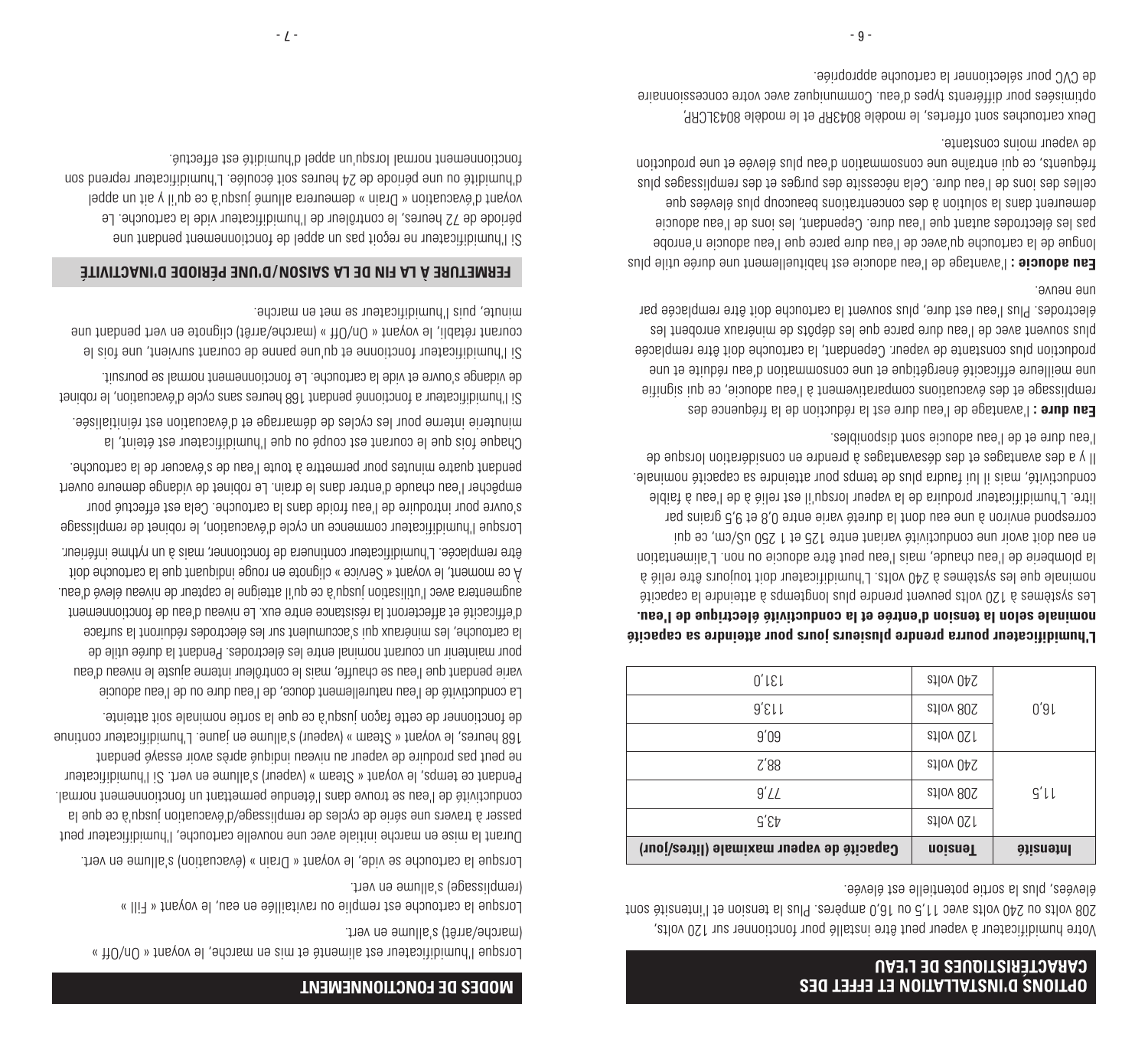## OPTIONS D'INSTALLATION ET EFFET DES CARACTÉRISTIQUES DE L'EAU

Votre humidificateur à vapeur peut être installé pour fonctionner sur 120 volts, 208 volts ou 240 volts avec 11,5 ou 16,0 ampères. Plus la tension et l'intensité sont élevées, plus la sortie potentielle est élevée.

| Intensité | Tension | Capacité de vapeur maximale (litres/jour) |
|---|---|---|
| 11,5 | 120 volts | 43,5 |
| | 208 volts | 77,6 |
| | 240 volts | 88,2 |
| 16,0 | 120 volts | 60,6 |
| | 208 volts | 113,6 |
| | 240 volts | 131,0 |

**L'humidificateur pourra prendre plusieurs jours pour atteindre sa capacité nominale selon la tension d'entrée et la conductivité électrique de l'eau.**

Les systèmes à 120 volts peuvent prendre plus longtemps à atteindre la capacité nominale que les systèmes à 240 volts. L'humidificateur doit toujours être relié à la plomberie de l'eau chaude, mais l'eau peut être adoucie ou non. L'alimentation en eau doit avoir une conductivité variant entre 125 et 1 250 uS/cm, ce qui correspond environ à une eau dont la dureté varie entre 0,8 et 9,5 grains par litre. L'humidificateur produira de la vapeur lorsqu'il est relié à de l'eau à faible conductivité, mais il lui faudra plus de temps pour atteindre sa capacité nominale. Il y a des avantages et des désavantages à prendre en considération lorsque de l'eau dure et de l'eau adoucie sont disponibles.

**Eau dure :** l'avantage de l'eau dure est la réduction de la fréquence des remplissage et des évacuations comparativement à l'eau adoucie, ce qui signifie une meilleure efficacité énergétique et une consommation d'eau réduite et une production plus constante de vapeur. Cependant, la cartouche doit être remplacée plus souvent avec de l'eau dure parce que les dépôts de minéraux enrobent les électrodes. Plus l'eau est dure, plus souvent la cartouche doit être remplacée par une neuve.

**Eau adoucie :** l'avantage de l'eau adoucie est habituellement une durée utile plus longue de la cartouche qu'avec de l'eau dure parce que l'eau adoucie n'enrobe pas les électrodes autant que l'eau dure. Cependant, les ions de l'eau adoucie demeurent dans la solution à des concentrations beaucoup plus élevées que celles des ions de l'eau dure. Cela nécessite des purges et des remplissages plus fréquents, ce qui entraîne une consommation d'eau plus élevée et une production de vapeur moins constante.

Deux cartouches sont offertes, le modèle 8043RP et le modèle 8043LCRP, optimisées pour différents types d'eau. Communiquez avec votre concessionnaire de CVC pour sélectionner la cartouche appropriée.

## MODES DE FONCTIONNEMENT

Lorsque l'humidificateur est alimenté et mis en marche, le voyant « On/Off » (marche/arrêt) s'allume en vert.

Lorsque la cartouche est remplie ou ravitaillée en eau, le voyant « Fill » (remplissage) s'allume en vert.

Lorsque la cartouche se vide, le voyant « Drain » (évacuation) s'allume en vert.

Durant la mise en marche initiale avec une nouvelle cartouche, l'humidificateur peut passer à travers une série de cycles de remplissage/d'évacuation jusqu'à ce que la conductivité de l'eau se trouve dans l'étendue permettant un fonctionnement normal. Pendant ce temps, le voyant « Steam » (vapeur) s'allume en vert. Si l'humidificateur ne peut pas produire de vapeur au niveau indiqué après avoir essayé pendant 168 heures, le voyant « Steam » (vapeur) s'allume en jaune. L'humidificateur continue de fonctionner de cette façon jusqu'à ce que la sortie nominale soit atteinte.

La conductivité de l'eau naturellement douce, de l'eau dure ou de l'eau adoucie varie pendant que l'eau se chauffe, mais le contrôleur interne ajuste le niveau d'eau pour maintenir un courant nominal entre les électrodes. Pendant la durée utile de la cartouche, les minéraux qui s'accumulent sur les électrodes réduiront la surface d'efficacité et affecteront la résistance entre eux. Le niveau d'eau de fonctionnement augmentera avec l'utilisation jusqu'à ce qu'il atteigne le capteur de niveau élevé d'eau. À ce moment, le voyant « Service » clignote en rouge indiquant que la cartouche doit être remplacée. L'humidificateur continuera de fonctionner, mais à un rythme inférieur.

Lorsque l'humidificateur commence un cycle d'évacuation, le robinet de remplissage s'ouvre pour introduire de l'eau froide dans la cartouche. Cela est effectué pour empêcher l'eau chaude d'entrer dans le drain. Le robinet de vidange demeure ouvert pendant quatre minutes pour permettre à toute l'eau de s'évacuer de la cartouche.

Chaque fois que le courant est coupé ou que l'humidificateur est éteint, la minuterie interne pour les cycles de démarrage et d'évacuation est réinitialisée.

Si l'humidificateur a fonctionné pendant 168 heures sans cycle d'évacuation, le robinet de vidange s'ouvre et vide la cartouche. Le fonctionnement normal se poursuit.

Si l'humidificateur fonctionne et qu'une panne de courant survient, une fois le courant rétabli, le voyant « On/Off » (marche/arrêt) clignote en vert pendant une minute, puis l'humidificateur se met en marche.

## FERMETURE À LA FIN DE LA SAISON/D'UNE PÉRIODE D'INACTIVITÉ

Si l'humidificateur ne reçoit pas un appel de fonctionnement pendant une période de 72 heures, le contrôleur de l'humidificateur vide la cartouche. Le voyant d'évacuation « Drain » demeurera allumé jusqu'à ce qu'il y ait un appel d'humidité ou une période de 24 heures soit écoulée. L'humidificateur reprend son fonctionnement normal lorsqu'un appel d'humidité est effectué.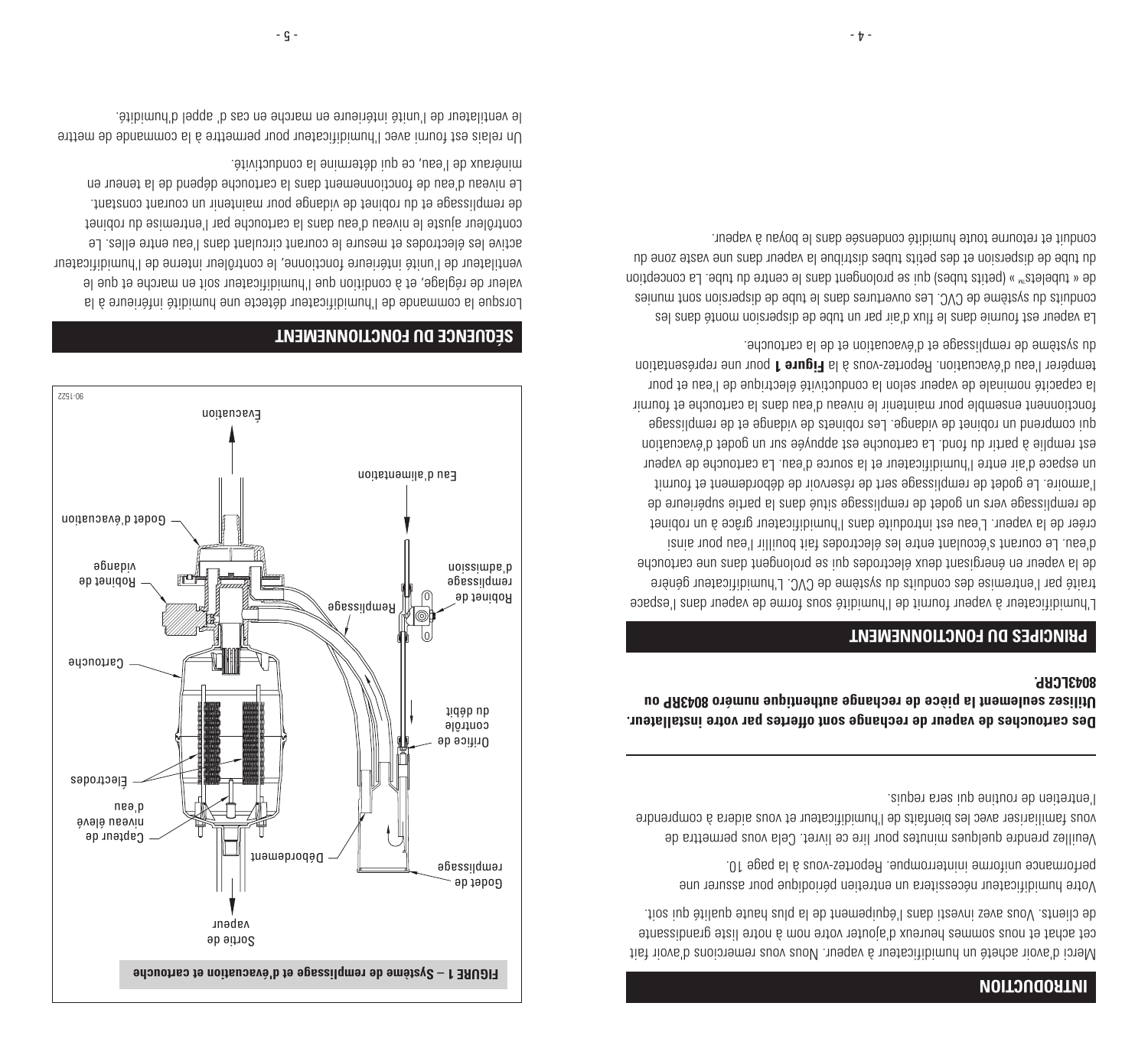## INTRODUCTION

Merci d'avoir acheté un humidificateur à vapeur. Nous vous remercions d'avoir fait cet achat et nous sommes heureux d'ajouter votre nom à notre liste grandissante de clients. Vous avez investi dans l'équipement de la plus haute qualité qui soit.

Votre humidificateur nécessitera un entretien périodique pour assurer une performance uniforme ininterrompue. Reportez-vous à la page 10.

Veuillez prendre quelques minutes pour lire ce livret. Cela vous permettra de vous familiariser avec les bienfaits de l'humidificateur et vous aidera à comprendre l'entretien de routine qui sera requis.

**Des cartouches de vapeur de rechange sont offertes par votre installateur. Utilisez seulement la pièce de rechange authentique numéro 8043RP ou 8043LCRP.**

## PRINCIPES DU FONCTIONNEMENT

L'humidificateur à vapeur fournit de l'humidité sous forme de vapeur dans l'espace traité par l'entremise des conduits du système de CVC. L'humidificateur génère de la vapeur en énergisant deux électrodes qui se prolongent dans une cartouche d'eau. Le courant s'écoulant entre les électrodes fait bouillir l'eau pour ainsi créer de la vapeur. L'eau est introduite dans l'humidificateur grâce à un robinet de remplissage vers un godet de remplissage situé dans la partie supérieure de l'armoire. Le godet de remplissage sert de réservoir de débordement et fournit un espace d'air entre l'humidificateur et la source d'eau. La cartouche de vapeur est remplie à partir du fond. La cartouche est appuyée sur un godet d'évacuation qui comprend un robinet de vidange. Les robinets de vidange et de remplissage fonctionnent ensemble pour maintenir le niveau d'eau dans la cartouche et fournir la capacité nominale de vapeur selon la conductivité électrique de l'eau et pour tempérer l'eau d'évacuation. Reportez-vous à la **Figure 1** pour une représentation du système de remplissage et d'évacuation et de la cartouche.

La vapeur est fournie dans le flux d'air par un tube de dispersion monté dans les conduits du système de CVC. Les ouvertures dans le tube de dispersion sont munies de « tubelets™ » (petits tubes) qui se prolongent dans le centre du tube. La conception du tube de dispersion et des petits tubes distribue la vapeur dans une vaste zone du conduit et retourne toute humidité condensée dans le boyau à vapeur.

**FIGURE 1 – Système de remplissage et d'évacuation et cartouche**

## SÉQUENCE DU FONCTIONNEMENT

Lorsque la commande de l'humidificateur détecte une humidité inférieure à la valeur de réglage, et à condition que l'humidificateur soit en marche et que le ventilateur de l'unité intérieure fonctionne, le contrôleur interne de l'humidificateur active les électrodes et mesure le courant circulant dans l'eau entre elles. Le contrôleur ajuste le niveau d'eau dans la cartouche par l'entremise du robinet de remplissage et du robinet de vidange pour maintenir un courant constant. Le niveau d'eau de fonctionnement dans la cartouche dépend de la teneur en minéraux de l'eau, ce qui détermine la conductivité.

Un relais est fourni avec l'humidificateur pour permettre à la commande de mettre le ventilateur de l'unité intérieure en marche en cas d' appel d'humidité.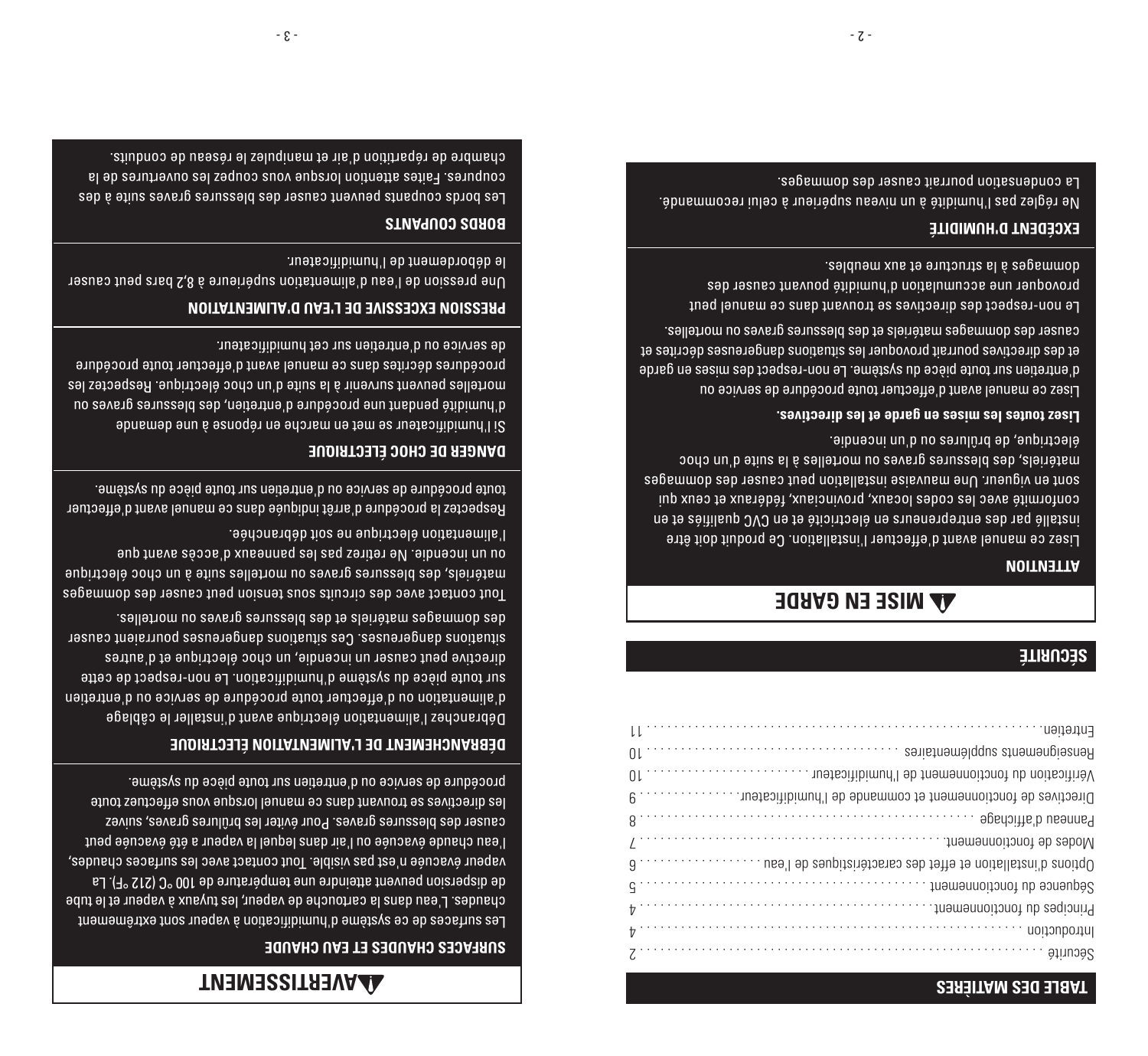## TABLE DES MATIÈRES

Sécurité . . . . . . . . . . 2
Introduction . . . . . . . . . . 4
Principes du fonctionnement. . . . . . . . . . 4
Séquence du fonctionnement . . . . . . . . . . 5
Options d'installation et effet des caractéristiques de l'eau . . . . . . . . . . 6
Modes de fonctionnement. . . . . . . . . . 7
Panneau d'affichage . . . . . . . . . . 8
Directives de fonctionnement et commande de l'humidificateur. . . . . . . . . . 9
Vérification du fonctionnement de l'humidificateur . . . . . . . . . . 10
Renseignements supplémentaires . . . . . . . . . . 10
Entretien. . . . . . . . . . 11

## SÉCURITÉ

### MISE EN GARDE

**ATTENTION**

Lisez ce manuel avant d'effectuer l'installation. Ce produit doit être installé par des entrepreneurs en électricité et en CVC qualifiés et en conformité avec les codes locaux, provinciaux, fédéraux et ceux qui sont en vigueur. Une mauvaise installation peut causer des dommages matériels, des blessures graves ou mortelles à la suite d'un choc électrique, de brûlures ou d'un incendie.

**Lisez toutes les mises en garde et les directives.**

Lisez ce manuel avant d'effectuer toute procédure de service ou d'entretien sur toute pièce du système. Le non-respect des mises en garde et des directives pourrait provoquer les situations dangereuses décrites et causer des dommages matériels et des blessures graves ou mortelles.

Le non-respect des directives se trouvant dans ce manuel peut provoquer une accumulation d'humidité pouvant causer des dommages à la structure et aux meubles.

**EXCÉDENT D'HUMIDITÉ**

Ne réglez pas l'humidité à un niveau supérieur à celui recommandé. La condensation pourrait causer des dommages.

### AVERTISSEMENT

**SURFACES CHAUDES ET EAU CHAUDE**

Les surfaces de ce système d'humidification à vapeur sont extrêmement chaudes. L'eau dans la cartouche de vapeur, les tuyaux à vapeur et le tube de dispersion peuvent atteindre une température de 100 °C (212 °F). La vapeur évacuée n'est pas visible. Tout contact avec les surfaces chaudes, l'eau chaude évacuée ou l'air dans lequel la vapeur a été évacuée peut causer des blessures graves. Pour éviter les brûlures graves, suivez les directives se trouvant dans ce manuel lorsque vous effectuez toute procédure de service ou d'entretien sur toute pièce du système.

**DÉBRANCHEMENT DE L'ALIMENTATION ÉLECTRIQUE**

Débranchez l'alimentation électrique avant d'installer le câblage d'alimentation ou d'effectuer toute procédure de service ou d'entretien sur toute pièce du système d'humidification. Le non-respect de cette directive peut causer un incendie, un choc électrique et d'autres situations dangereuses. Ces situations dangereuses pourraient causer des dommages matériels et des blessures graves ou mortelles.

Tout contact avec des circuits sous tension peut causer des dommages matériels, des blessures graves ou mortelles suite à un choc électrique ou un incendie. Ne retirez pas les panneaux d'accès avant que l'alimentation électrique ne soit débranchée.

Respectez la procédure d'arrêt indiquée dans ce manuel avant d'effectuer toute procédure de service ou d'entretien sur toute pièce du système.

**DANGER DE CHOC ÉLECTRIQUE**

Si l'humidificateur se met en marche en réponse à une demande d'humidité pendant une procédure d'entretien, des blessures graves ou mortelles peuvent survenir à la suite d'un choc électrique. Respectez les procédures décrites dans ce manuel avant d'effectuer toute procédure de service ou d'entretien sur cet humidificateur.

**PRESSION EXCESSIVE DE L'EAU D'ALIMENTATION**

Une pression de l'eau d'alimentation supérieure à 8,2 bars peut causer le débordement de l'humidificateur.

**BORDS COUPANTS**

Les bords coupants peuvent causer des blessures graves suite à des coupures. Faites attention lorsque vous coupez les ouvertures de la chambre de répartition d'air et manipulez le réseau de conduits.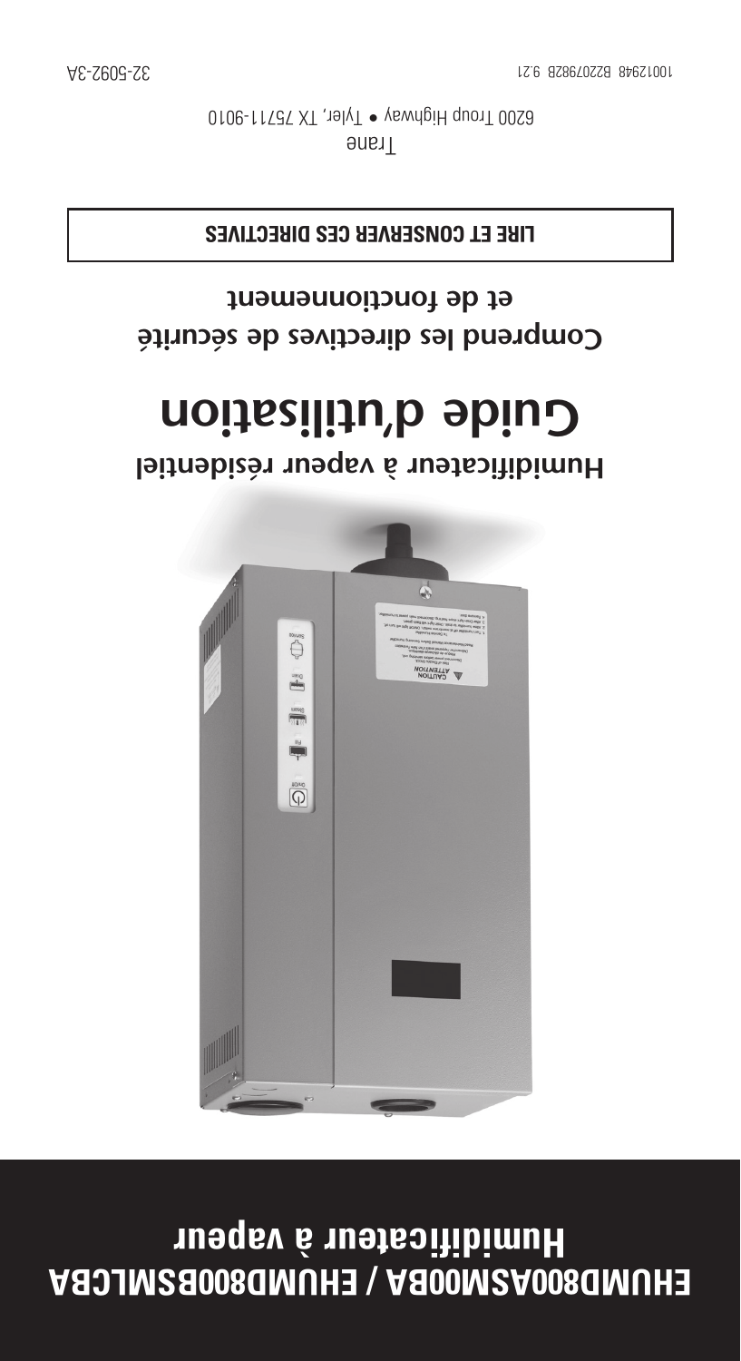# EHUMD800ASM00BA / EHUMD800BSMLCBA

# Humidificateur à vapeur

## Humidificateur à vapeur résidentiel

# Guide d'utilisation

### Comprend les directives de sécurité et de fonctionnement

**LIRE ET CONSERVER CES DIRECTIVES**

Trane
6200 Troup Highway • Tyler, TX 75711-9010

10012948 B2207982B 9.21

32-5092-3A